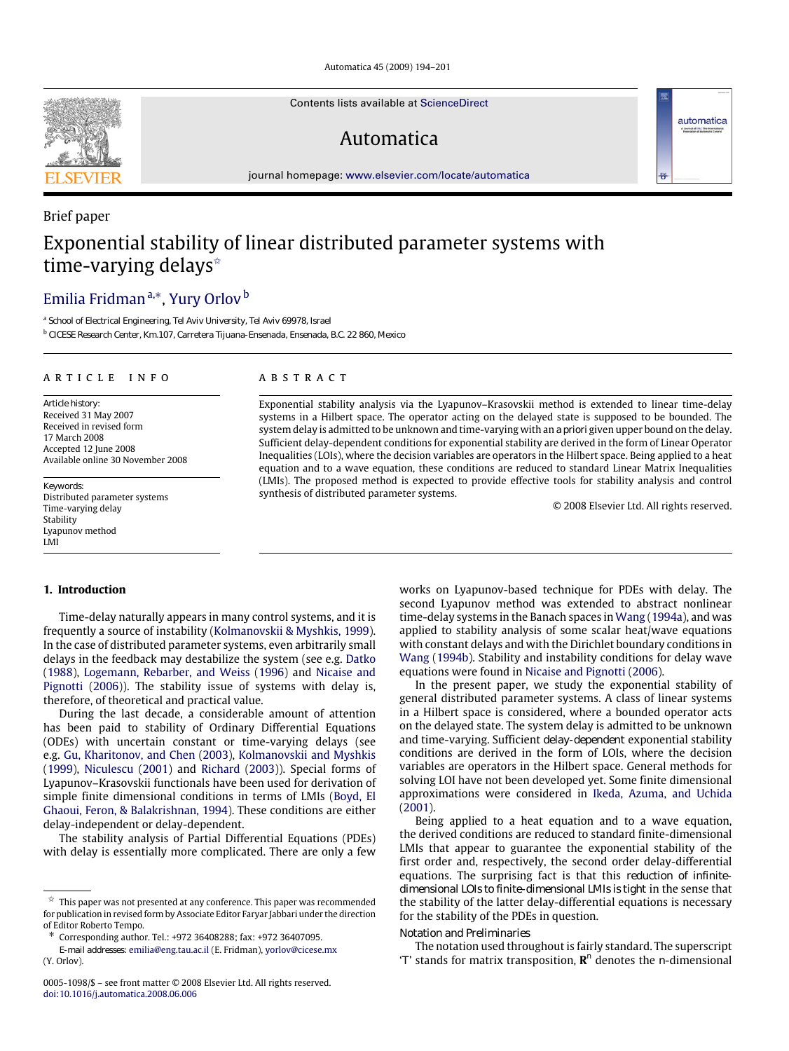Contents lists available at ScienceDirect

# Automatica

journal homepage: www.elsevier.com/locate/automatica

Brief paper

# Exponential stability of linear distributed parameter systems with time-varying delays[☆]

Emilia Fridman[a,*], Yury Orlov[b]

[a] School of Electrical Engineering, Tel Aviv University, Tel Aviv 69978, Israel

[b] CICESE Research Center, Km.107, Carretera Tijuana-Ensenada, Ensenada, B.C. 22 860, Mexico

## ARTICLE INFO

Article history:
Received 31 May 2007
Received in revised form
17 March 2008
Accepted 12 June 2008
Available online 30 November 2008

Keywords:
Distributed parameter systems
Time-varying delay
Stability
Lyapunov method
LMI

## ABSTRACT

Exponential stability analysis via the Lyapunov–Krasovskii method is extended to linear time-delay systems in a Hilbert space. The operator acting on the delayed state is supposed to be bounded. The system delay is admitted to be unknown and time-varying with an *a priori* given upper bound on the delay. Sufficient delay-dependent conditions for exponential stability are derived in the form of Linear Operator Inequalities (LOIs), where the decision variables are operators in the Hilbert space. Being applied to a heat equation and to a wave equation, these conditions are reduced to standard Linear Matrix Inequalities (LMIs). The proposed method is expected to provide effective tools for stability analysis and control synthesis of distributed parameter systems.

© 2008 Elsevier Ltd. All rights reserved.

## 1. Introduction

Time-delay naturally appears in many control systems, and it is frequently a source of instability (Kolmanovskii & Myshkis, 1999). In the case of distributed parameter systems, even arbitrarily small delays in the feedback may destabilize the system (see e.g. Datko (1988), Logemann, Rebarber, and Weiss (1996) and Nicaise and Pignotti (2006)). The stability issue of systems with delay is, therefore, of theoretical and practical value.

During the last decade, a considerable amount of attention has been paid to stability of Ordinary Differential Equations (ODEs) with uncertain constant or time-varying delays (see e.g. Gu, Kharitonov, and Chen (2003), Kolmanovskii and Myshkis (1999), Niculescu (2001) and Richard (2003)). Special forms of Lyapunov–Krasovskii functionals have been used for derivation of simple finite dimensional conditions in terms of LMIs (Boyd, El Ghaoui, Feron, & Balakrishnan, 1994). These conditions are either delay-independent or delay-dependent.

The stability analysis of Partial Differential Equations (PDEs) with delay is essentially more complicated. There are only a few works on Lyapunov-based technique for PDEs with delay. The second Lyapunov method was extended to abstract nonlinear time-delay systems in the Banach spaces in Wang (1994a), and was applied to stability analysis of some scalar heat/wave equations with constant delays and with the Dirichlet boundary conditions in Wang (1994b). Stability and instability conditions for delay wave equations were found in Nicaise and Pignotti (2006).

In the present paper, we study the exponential stability of general distributed parameter systems. A class of linear systems in a Hilbert space is considered, where a bounded operator acts on the delayed state. The system delay is admitted to be unknown and time-varying. Sufficient delay-dependent exponential stability conditions are derived in the form of LOIs, where the decision variables are operators in the Hilbert space. General methods for solving LOI have not been developed yet. Some finite dimensional approximations were considered in Ikeda, Azuma, and Uchida (2001).

Being applied to a heat equation and to a wave equation, the derived conditions are reduced to standard finite-dimensional LMIs that appear to guarantee the exponential stability of the first order and, respectively, the second order delay-differential equations. The surprising fact is that this reduction of infinite-dimensional LOIs to finite-dimensional LMIs is tight in the sense that the stability of the latter delay-differential equations is necessary for the stability of the PDEs in question.

*Notation and Preliminaries*

The notation used throughout is fairly standard. The superscript 'T' stands for matrix transposition, $\mathbf{R}^n$ denotes the n-dimensional

---

[☆] This paper was not presented at any conference. This paper was recommended for publication in revised form by Associate Editor Faryar Jabbari under the direction of Editor Roberto Tempo.

[*] Corresponding author. Tel.: +972 36408288; fax: +972 36407095.
E-mail addresses: emilia@eng.tau.ac.il (E. Fridman), yorlov@cicese.mx (Y. Orlov).

0005-1098/$ – see front matter © 2008 Elsevier Ltd. All rights reserved.
doi:10.1016/j.automatica.2008.06.006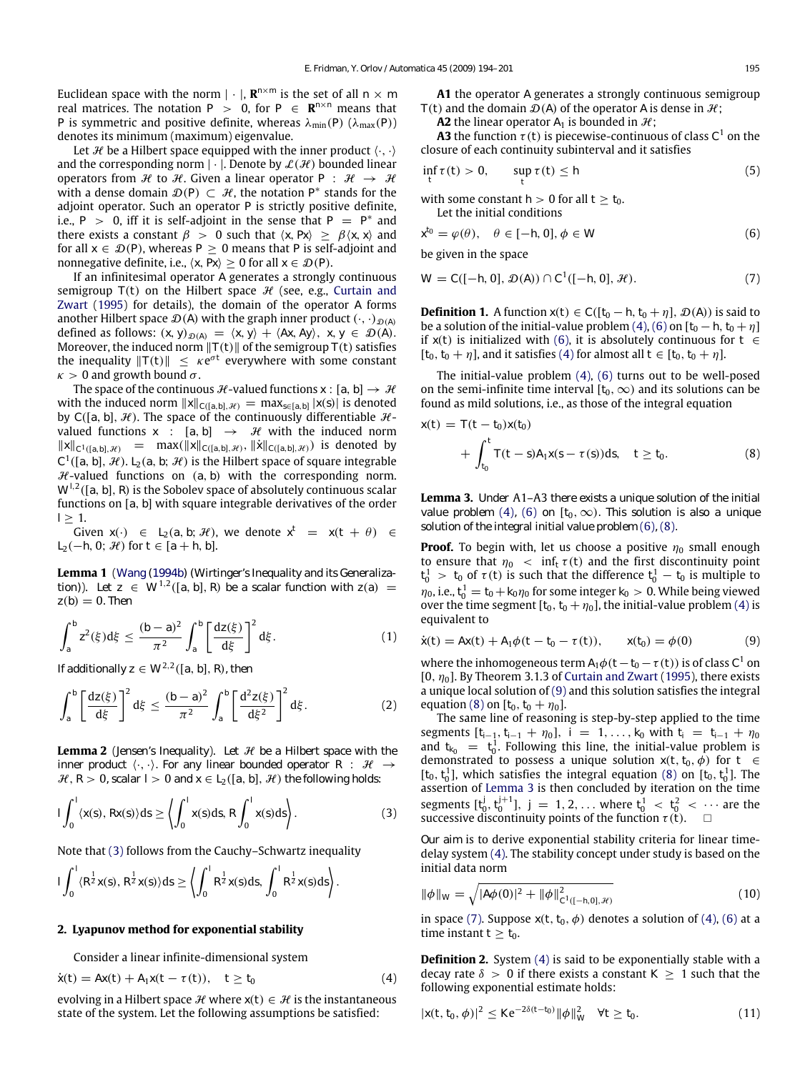Euclidean space with the norm $|\cdot|$, $\mathbf{R}^{n\times m}$ is the set of all $n \times m$ real matrices. The notation $P > 0$, for $P \in \mathbf{R}^{n\times n}$ means that $P$ is symmetric and positive definite, whereas $\lambda_{\min}(P)$ ($\lambda_{\max}(P)$) denotes its minimum (maximum) eigenvalue.

Let $\mathcal{H}$ be a Hilbert space equipped with the inner product $\langle\cdot,\cdot\rangle$ and the corresponding norm $|\cdot|$. Denote by $\mathcal{L}(\mathcal{H})$ bounded linear operators from $\mathcal{H}$ to $\mathcal{H}$. Given a linear operator $P : \mathcal{H} \to \mathcal{H}$ with a dense domain $\mathcal{D}(P) \subset \mathcal{H}$, the notation $P^*$ stands for the adjoint operator. Such an operator $P$ is strictly positive definite, i.e., $P > 0$, iff it is self-adjoint in the sense that $P = P^*$ and there exists a constant $\beta > 0$ such that $\langle x, Px\rangle \geq \beta\langle x, x\rangle$ and for all $x \in \mathcal{D}(P)$, whereas $P \geq 0$ means that $P$ is self-adjoint and nonnegative definite, i.e., $\langle x, Px\rangle \geq 0$ for all $x \in \mathcal{D}(P)$.

If an infinitesimal operator $A$ generates a strongly continuous semigroup $T(t)$ on the Hilbert space $\mathcal{H}$ (see, e.g., Curtain and Zwart (1995) for details), the domain of the operator $A$ forms another Hilbert space $\mathcal{D}(A)$ with the graph inner product $(\cdot,\cdot)_{\mathcal{D}(A)}$ defined as follows: $(x, y)_{\mathcal{D}(A)} = \langle x, y\rangle + \langle Ax, Ay\rangle$, $x, y \in \mathcal{D}(A)$. Moreover, the induced norm $\|T(t)\|$ of the semigroup $T(t)$ satisfies the inequality $\|T(t)\| \leq \kappa e^{\sigma t}$ everywhere with some constant $\kappa > 0$ and growth bound $\sigma$.

The space of the continuous $\mathcal{H}$-valued functions $x : [a, b] \to \mathcal{H}$ with the induced norm $\|x\|_{C([a,b],\mathcal{H})} = \max_{s\in[a,b]} |x(s)|$ is denoted by $C([a, b], \mathcal{H})$. The space of the continuously differentiable $\mathcal{H}$-valued functions $x : [a, b] \to \mathcal{H}$ with the induced norm $\|x\|_{C^1([a,b],\mathcal{H})} = \max(\|x\|_{C([a,b],\mathcal{H})}, \|\dot{x}\|_{C([a,b],\mathcal{H})})$ is denoted by $C^1([a, b], \mathcal{H})$. $L_2(a, b; \mathcal{H})$ is the Hilbert space of square integrable $\mathcal{H}$-valued functions on $(a, b)$ with the corresponding norm. $W^{l,2}([a, b], R)$ is the Sobolev space of absolutely continuous scalar functions on $[a, b]$ with square integrable derivatives of the order $l \geq 1$.

Given $x(\cdot) \in L_2(a, b; \mathcal{H})$, we denote $x^t = x(t + \theta) \in L_2(-h, 0; \mathcal{H})$ for $t \in [a + h, b]$.

**Lemma 1** (Wang (1994b) (Wirtinger's Inequality and its Generalization)). *Let $z \in W^{1,2}([a, b], R)$ be a scalar function with $z(a) = z(b) = 0$. Then*

$$\int_a^b z^2(\xi)d\xi \leq \frac{(b-a)^2}{\pi^2}\int_a^b \left[\frac{dz(\xi)}{d\xi}\right]^2 d\xi. \tag{1}$$

*If additionally $z \in W^{2,2}([a, b], R)$, then*

$$\int_a^b \left[\frac{dz(\xi)}{d\xi}\right]^2 d\xi \leq \frac{(b-a)^2}{\pi^2}\int_a^b \left[\frac{d^2z(\xi)}{d\xi^2}\right]^2 d\xi. \tag{2}$$

**Lemma 2** (Jensen's Inequality). *Let $\mathcal{H}$ be a Hilbert space with the inner product $\langle\cdot,\cdot\rangle$. For any linear bounded operator $R : \mathcal{H} \to \mathcal{H}$, $R > 0$, scalar $l > 0$ and $x \in L_2([a, b], \mathcal{H})$ the following holds:*

$$l\int_0^l \langle x(s), Rx(s)\rangle ds \geq \left\langle \int_0^l x(s)ds, R\int_0^l x(s)ds\right\rangle. \tag{3}$$

Note that (3) follows from the Cauchy–Schwartz inequality

$$l\int_0^l \langle R^{\frac{1}{2}}x(s), R^{\frac{1}{2}}x(s)\rangle ds \geq \left\langle \int_0^l R^{\frac{1}{2}}x(s)ds, \int_0^l R^{\frac{1}{2}}x(s)ds\right\rangle.$$

## 2. Lyapunov method for exponential stability

Consider a linear infinite-dimensional system

$$\dot{x}(t) = Ax(t) + A_1x(t - \tau(t)), \quad t \geq t_0 \tag{4}$$

evolving in a Hilbert space $\mathcal{H}$ where $x(t) \in \mathcal{H}$ is the instantaneous state of the system. Let the following assumptions be satisfied:

**A1** the operator $A$ generates a strongly continuous semigroup $T(t)$ and the domain $\mathcal{D}(A)$ of the operator $A$ is dense in $\mathcal{H}$;

**A2** the linear operator $A_1$ is bounded in $\mathcal{H}$;

**A3** the function $\tau(t)$ is piecewise-continuous of class $C^1$ on the closure of each continuity subinterval and it satisfies

$$\inf_t \tau(t) > 0, \qquad \sup_t \tau(t) \leq h \tag{5}$$

with some constant $h > 0$ for all $t \geq t_0$.

Let the initial conditions

$$x^{t_0} = \varphi(\theta), \quad \theta \in [-h, 0], \phi \in W \tag{6}$$

be given in the space

$$W = C([-h, 0], \mathcal{D}(A)) \cap C^1([-h, 0], \mathcal{H}). \tag{7}$$

**Definition 1.** A function $x(t) \in C([t_0 - h, t_0 + \eta], \mathcal{D}(A))$ is said to be a solution of the initial-value problem (4), (6) on $[t_0 - h, t_0 + \eta]$ if $x(t)$ is initialized with (6), it is absolutely continuous for $t \in [t_0, t_0 + \eta]$, and it satisfies (4) for almost all $t \in [t_0, t_0 + \eta]$.

The initial-value problem (4), (6) turns out to be well-posed on the semi-infinite time interval $[t_0, \infty)$ and its solutions can be found as mild solutions, i.e., as those of the integral equation

$$x(t) = T(t - t_0)x(t_0) + \int_{t_0}^t T(t - s)A_1x(s - \tau(s))ds, \quad t \geq t_0. \tag{8}$$

**Lemma 3.** *Under A1–A3 there exists a unique solution of the initial value problem (4), (6) on $[t_0, \infty)$. This solution is also a unique solution of the integral initial value problem (6), (8).*

**Proof.** To begin with, let us choose a positive $\eta_0$ small enough to ensure that $\eta_0 < \inf_t \tau(t)$ and the first discontinuity point $t_0^1 > t_0$ of $\tau(t)$ is such that the difference $t_0^1 - t_0$ is multiple to $\eta_0$, i.e., $t_0^1 = t_0 + k_0\eta_0$ for some integer $k_0 > 0$. While being viewed over the time segment $[t_0, t_0 + \eta_0]$, the initial-value problem (4) is equivalent to

$$\dot{x}(t) = Ax(t) + A_1\phi(t - t_0 - \tau(t)), \qquad x(t_0) = \phi(0) \tag{9}$$

where the inhomogeneous term $A_1\phi(t - t_0 - \tau(t))$ is of class $C^1$ on $[0, \eta_0]$. By Theorem 3.1.3 of Curtain and Zwart (1995), there exists a unique local solution of (9) and this solution satisfies the integral equation (8) on $[t_0, t_0 + \eta_0]$.

The same line of reasoning is step-by-step applied to the time segments $[t_{i-1}, t_{i-1} + \eta_0]$, $i = 1, \ldots, k_0$ with $t_i = t_{i-1} + \eta_0$ and $t_{k_0} = t_0^1$. Following this line, the initial-value problem is demonstrated to possess a unique solution $x(t, t_0, \phi)$ for $t \in [t_0, t_0^1]$, which satisfies the integral equation (8) on $[t_0, t_0^1]$. The assertion of Lemma 3 is then concluded by iteration on the time segments $[t_0^j, t_0^{j+1}]$, $j = 1, 2, \ldots$ where $t_0^1 < t_0^2 < \cdots$ are the successive discontinuity points of the function $\tau(t)$. $\square$

Our aim is to derive exponential stability criteria for linear time-delay system (4). The stability concept under study is based on the initial data norm

$$\|\phi\|_W = \sqrt{|A\phi(0)|^2 + \|\phi\|^2_{C^1([-h,0],\mathcal{H})}} \tag{10}$$

in space (7). Suppose $x(t, t_0, \phi)$ denotes a solution of (4), (6) at a time instant $t \geq t_0$.

**Definition 2.** System (4) is said to be exponentially stable with a decay rate $\delta > 0$ if there exists a constant $K \geq 1$ such that the following exponential estimate holds:

$$|x(t, t_0, \phi)|^2 \leq Ke^{-2\delta(t-t_0)}\|\phi\|^2_W \quad \forall t \geq t_0. \tag{11}$$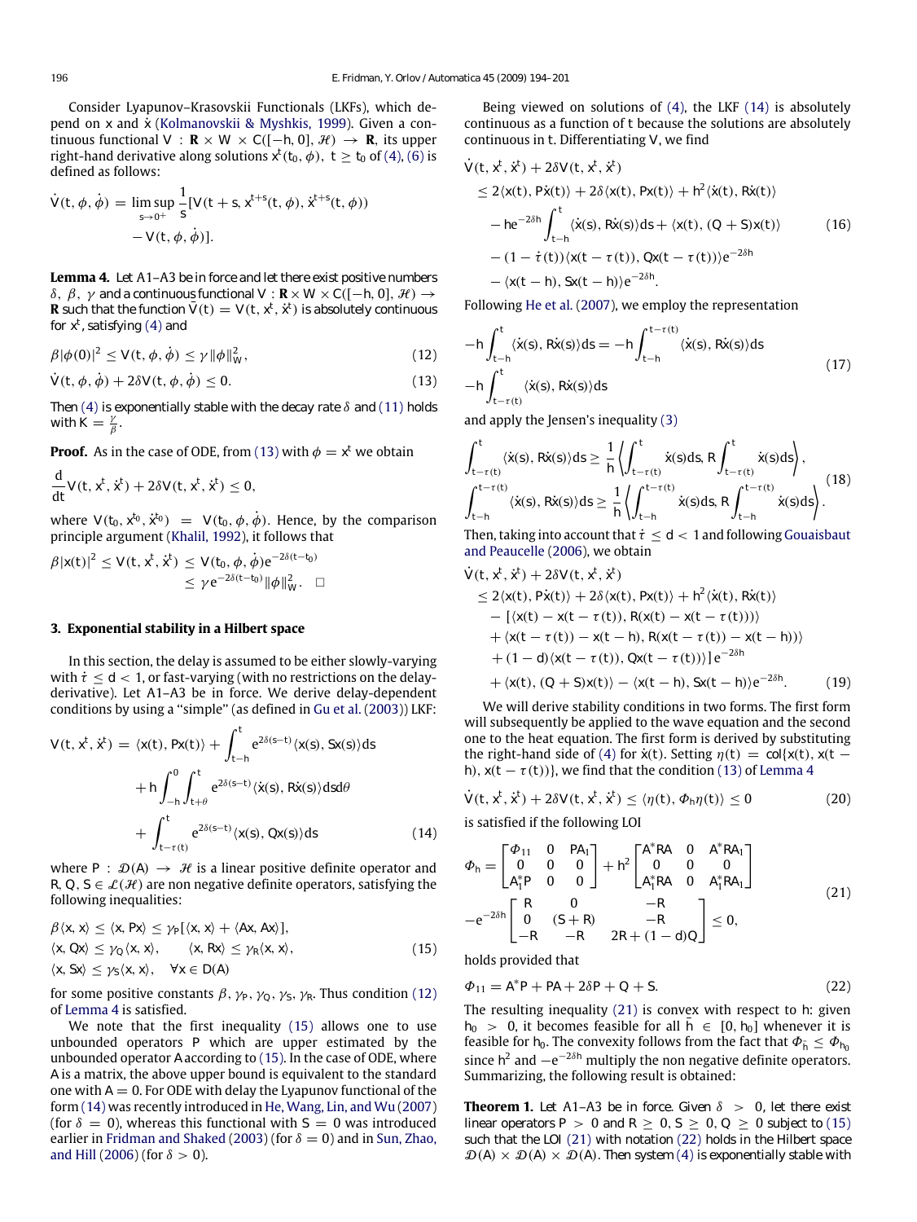Consider Lyapunov–Krasovskii Functionals (LKFs), which depend on $x$ and $\dot{x}$ (Kolmanovskii & Myshkis, 1999). Given a continuous functional $V : \mathbf{R} \times W \times C([-h, 0], \mathcal{H}) \to \mathbf{R}$, its upper right-hand derivative along solutions $x^t(t_0, \phi)$, $t \geq t_0$ of (4), (6) is defined as follows:

$$\dot{V}(t, \phi, \dot{\phi}) = \limsup_{s \to 0^+} \frac{1}{s}[V(t + s, x^{t+s}(t, \phi), \dot{x}^{t+s}(t, \phi)) - V(t, \phi, \dot{\phi})].$$

**Lemma 4.** Let A1–A3 be in force and let there exist positive numbers $\delta$, $\beta$, $\gamma$ and a continuous functional $V : \mathbf{R} \times W \times C([-h, 0], \mathcal{H}) \to \mathbf{R}$ such that the function $\bar{V}(t) = V(t, x^t, \dot{x}^t)$ is absolutely continuous for $x^t$, satisfying (4) and

$$\beta |\phi(0)|^2 \leq V(t, \phi, \dot{\phi}) \leq \gamma \|\phi\|_W^2, \tag{12}$$

$$\dot{V}(t, \phi, \dot{\phi}) + 2\delta V(t, \phi, \dot{\phi}) \leq 0. \tag{13}$$

Then (4) is exponentially stable with the decay rate $\delta$ and (11) holds with $K = \frac{\gamma}{\beta}$.

**Proof.** As in the case of ODE, from (13) with $\phi = x^t$ we obtain

$$\frac{d}{dt}V(t, x^t, \dot{x}^t) + 2\delta V(t, x^t, \dot{x}^t) \leq 0,$$

where $V(t_0, x^{t_0}, \dot{x}^{t_0}) = V(t_0, \phi, \dot{\phi})$. Hence, by the comparison principle argument (Khalil, 1992), it follows that

$$\beta |x(t)|^2 \leq V(t, x^t, \dot{x}^t) \leq V(t_0, \phi, \dot{\phi}) e^{-2\delta(t-t_0)} \leq \gamma e^{-2\delta(t-t_0)} \|\phi\|_W^2. \quad \square$$

## 3. Exponential stability in a Hilbert space

In this section, the delay is assumed to be either slowly-varying with $\dot{\tau} \leq d < 1$, or fast-varying (with no restrictions on the delay-derivative). Let A1–A3 be in force. We derive delay-dependent conditions by using a "simple" (as defined in Gu et al. (2003)) LKF:

$$\begin{aligned} V(t, x^t, \dot{x}^t) = {} & \langle x(t), Px(t) \rangle + \int_{t-h}^{t} e^{2\delta(s-t)} \langle x(s), Sx(s) \rangle ds \\ & + h \int_{-h}^{0} \int_{t+\theta}^{t} e^{2\delta(s-t)} \langle \dot{x}(s), R\dot{x}(s) \rangle ds d\theta \\ & + \int_{t-\tau(t)}^{t} e^{2\delta(s-t)} \langle x(s), Qx(s) \rangle ds \end{aligned} \tag{14}$$

where $P : \mathcal{D}(A) \to \mathcal{H}$ is a linear positive definite operator and $R, Q, S \in \mathcal{L}(\mathcal{H})$ are non negative definite operators, satisfying the following inequalities:

$$\begin{aligned} & \beta \langle x, x \rangle \leq \langle x, Px \rangle \leq \gamma_P [\langle x, x \rangle + \langle Ax, Ax \rangle], \\ & \langle x, Qx \rangle \leq \gamma_Q \langle x, x \rangle, \qquad \langle x, Rx \rangle \leq \gamma_R \langle x, x \rangle, \\ & \langle x, Sx \rangle \leq \gamma_S \langle x, x \rangle, \quad \forall x \in D(A) \end{aligned} \tag{15}$$

for some positive constants $\beta, \gamma_P, \gamma_Q, \gamma_S, \gamma_R$. Thus condition (12) of Lemma 4 is satisfied.

We note that the first inequality (15) allows one to use unbounded operators $P$ which are upper estimated by the unbounded operator $A$ according to (15). In the case of ODE, where $A$ is a matrix, the above upper bound is equivalent to the standard one with $A = 0$. For ODE with delay the Lyapunov functional of the form (14) was recently introduced in He, Wang, Lin, and Wu (2007) (for $\delta = 0$), whereas this functional with $S = 0$ was introduced earlier in Fridman and Shaked (2003) (for $\delta = 0$) and in Sun, Zhao, and Hill (2006) (for $\delta > 0$).

Being viewed on solutions of (4), the LKF (14) is absolutely continuous as a function of $t$ because the solutions are absolutely continuous in $t$. Differentiating $V$, we find

$$\begin{aligned} & \dot{V}(t, x^t, \dot{x}^t) + 2\delta V(t, x^t, \dot{x}^t) \\ & \leq 2\langle x(t), P\dot{x}(t) \rangle + 2\delta \langle x(t), Px(t) \rangle + h^2 \langle \dot{x}(t), R\dot{x}(t) \rangle \\ & \quad - he^{-2\delta h} \int_{t-h}^{t} \langle \dot{x}(s), R\dot{x}(s) \rangle ds + \langle x(t), (Q + S)x(t) \rangle \\ & \quad - (1 - \dot{\tau}(t)) \langle x(t - \tau(t)), Qx(t - \tau(t)) \rangle e^{-2\delta h} \\ & \quad - \langle x(t - h), Sx(t - h) \rangle e^{-2\delta h}. \end{aligned} \tag{16}$$

Following He et al. (2007), we employ the representation

$$\begin{aligned} -h \int_{t-h}^{t} \langle \dot{x}(s), R\dot{x}(s) \rangle ds = {} & -h \int_{t-h}^{t-\tau(t)} \langle \dot{x}(s), R\dot{x}(s) \rangle ds \\ & -h \int_{t-\tau(t)}^{t} \langle \dot{x}(s), R\dot{x}(s) \rangle ds \end{aligned} \tag{17}$$

and apply the Jensen's inequality (3)

$$\begin{aligned} & \int_{t-\tau(t)}^{t} \langle \dot{x}(s), R\dot{x}(s) \rangle ds \geq \frac{1}{h} \left\langle \int_{t-\tau(t)}^{t} \dot{x}(s) ds, R \int_{t-\tau(t)}^{t} \dot{x}(s) ds \right\rangle, \\ & \int_{t-h}^{t-\tau(t)} \langle \dot{x}(s), R\dot{x}(s) \rangle ds \geq \frac{1}{h} \left\langle \int_{t-h}^{t-\tau(t)} \dot{x}(s) ds, R \int_{t-h}^{t-\tau(t)} \dot{x}(s) ds \right\rangle. \end{aligned} \tag{18}$$

Then, taking into account that $\dot{\tau} \leq d < 1$ and following Gouaisbaut and Peaucelle (2006), we obtain

$$\begin{aligned} & \dot{V}(t, x^t, \dot{x}^t) + 2\delta V(t, x^t, \dot{x}^t) \\ & \leq 2\langle x(t), P\dot{x}(t) \rangle + 2\delta \langle x(t), Px(t) \rangle + h^2 \langle \dot{x}(t), R\dot{x}(t) \rangle \\ & \quad - [\langle x(t) - x(t - \tau(t)), R(x(t) - x(t - \tau(t))) \rangle \\ & \quad + \langle x(t - \tau(t)) - x(t - h), R(x(t - \tau(t)) - x(t - h)) \rangle \\ & \quad + (1 - d) \langle x(t - \tau(t)), Qx(t - \tau(t)) \rangle ] e^{-2\delta h} \\ & \quad + \langle x(t), (Q + S)x(t) \rangle - \langle x(t - h), Sx(t - h) \rangle e^{-2\delta h}. \end{aligned} \tag{19}$$

We will derive stability conditions in two forms. The first form will subsequently be applied to the wave equation and the second one to the heat equation. The first form is derived by substituting the right-hand side of (4) for $\dot{x}(t)$. Setting $\eta(t) = \text{col}\{x(t), x(t - h), x(t - \tau(t))\}$, we find that the condition (13) of Lemma 4

$$\dot{V}(t, x^t, \dot{x}^t) + 2\delta V(t, x^t, \dot{x}^t) \leq \langle \eta(t), \Phi_h \eta(t) \rangle \leq 0 \tag{20}$$

is satisfied if the following LOI

$$\begin{aligned} \Phi_h = {} & \begin{bmatrix} \Phi_{11} & 0 & PA_1 \\ 0 & 0 & 0 \\ A_1^* P & 0 & 0 \end{bmatrix} + h^2 \begin{bmatrix} A^* RA & 0 & A^* RA_1 \\ 0 & 0 & 0 \\ A_1^* RA & 0 & A_1^* RA_1 \end{bmatrix} \\ & - e^{-2\delta h} \begin{bmatrix} R & 0 & -R \\ 0 & (S + R) & -R \\ -R & -R & 2R + (1 - d)Q \end{bmatrix} \leq 0, \end{aligned} \tag{21}$$

holds provided that

$$\Phi_{11} = A^* P + PA + 2\delta P + Q + S. \tag{22}$$

The resulting inequality (21) is convex with respect to $h$: given $h_0 > 0$, it becomes feasible for all $\bar{h} \in [0, h_0]$ whenever it is feasible for $h_0$. The convexity follows from the fact that $\Phi_{\bar{h}} \leq \Phi_{h_0}$ since $h^2$ and $-e^{-2\delta h}$ multiply the non negative definite operators. Summarizing, the following result is obtained:

**Theorem 1.** Let A1–A3 be in force. Given $\delta > 0$, let there exist linear operators $P > 0$ and $R \geq 0$, $S \geq 0$, $Q \geq 0$ subject to (15) such that the LOI (21) with notation (22) holds in the Hilbert space $\mathcal{D}(A) \times \mathcal{D}(A) \times \mathcal{D}(A)$. Then system (4) is exponentially stable with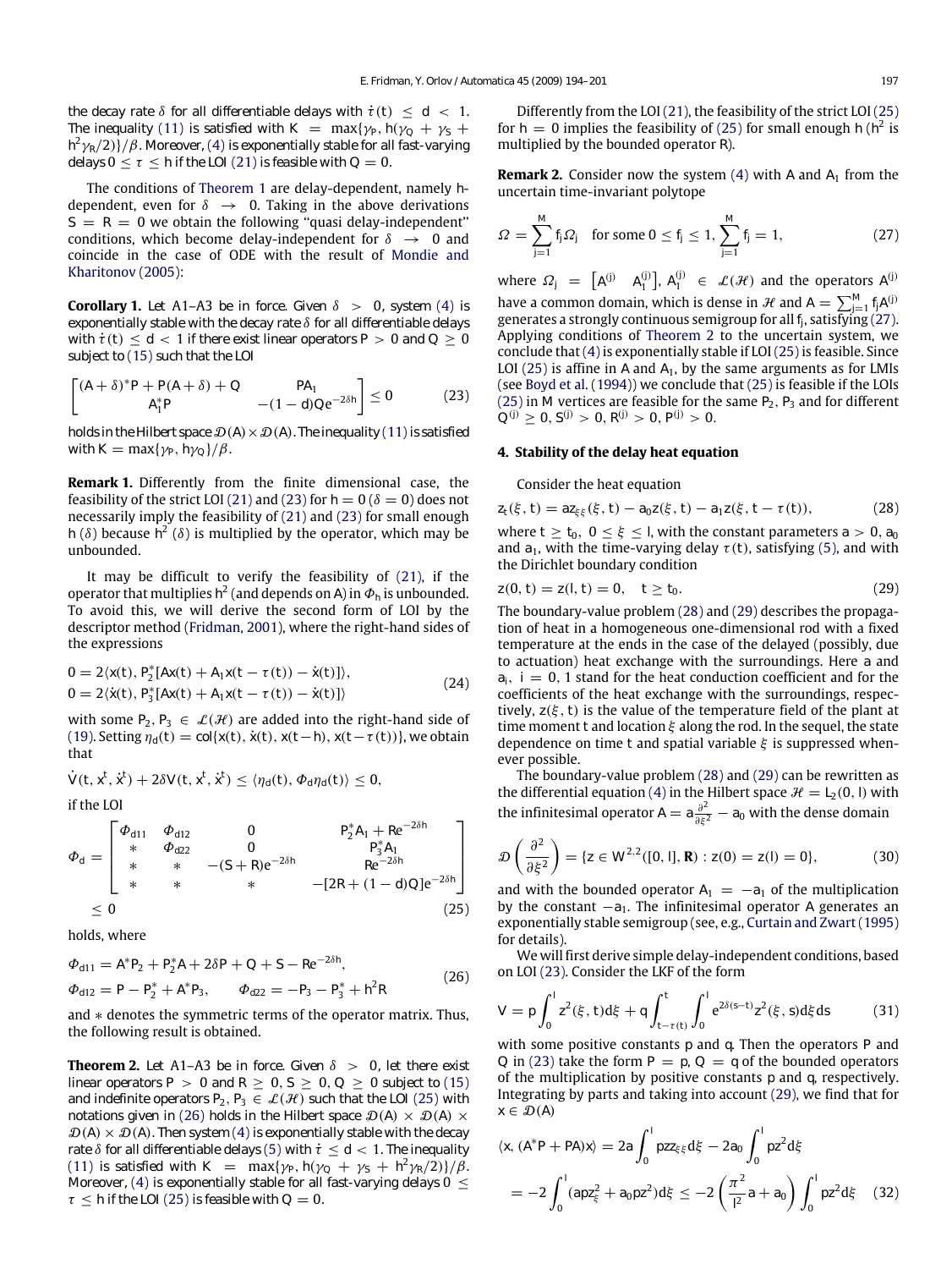the decay rate $\delta$ for all differentiable delays with $\dot{\tau}(t) \leq d < 1$. The inequality (11) is satisfied with $K = \max\{\gamma_P, h(\gamma_Q + \gamma_S + h^2\gamma_R/2)\}/\beta$. Moreover, (4) is exponentially stable for all fast-varying delays $0 \leq \tau \leq h$ if the LOI (21) is feasible with $Q = 0$.

The conditions of Theorem 1 are delay-dependent, namely h-dependent, even for $\delta \to 0$. Taking in the above derivations $S = R = 0$ we obtain the following "quasi delay-independent" conditions, which become delay-independent for $\delta \to 0$ and coincide in the case of ODE with the result of Mondie and Kharitonov (2005):

**Corollary 1.** Let A1–A3 be in force. Given $\delta > 0$, system (4) is exponentially stable with the decay rate $\delta$ for all differentiable delays with $\dot{\tau}(t) \leq d < 1$ if there exist linear operators $P > 0$ and $Q \geq 0$ subject to (15) such that the LOI

$$\begin{bmatrix} (A+\delta)^*P + P(A+\delta) + Q & PA_1 \\ A_1^*P & -(1-d)Qe^{-2\delta h} \end{bmatrix} \leq 0 \tag{23}$$

holds in the Hilbert space $\mathcal{D}(A) \times \mathcal{D}(A)$. The inequality (11) is satisfied with $K = \max\{\gamma_P, h\gamma_Q\}/\beta$.

**Remark 1.** Differently from the finite dimensional case, the feasibility of the strict LOI (21) and (23) for $h = 0$ ($\delta = 0$) does not necessarily imply the feasibility of (21) and (23) for small enough $h$ ($\delta$) because $h^2$ ($\delta$) is multiplied by the operator, which may be unbounded.

It may be difficult to verify the feasibility of (21), if the operator that multiplies $h^2$ (and depends on A) in $\Phi_h$ is unbounded. To avoid this, we will derive the second form of LOI by the descriptor method (Fridman, 2001), where the right-hand sides of the expressions

$$\begin{aligned} 0 &= 2\langle x(t), P_2^*[Ax(t) + A_1x(t-\tau(t)) - \dot{x}(t)]\rangle, \\ 0 &= 2\langle \dot{x}(t), P_3^*[Ax(t) + A_1x(t-\tau(t)) - \dot{x}(t)]\rangle \end{aligned} \tag{24}$$

with some $P_2, P_3 \in \mathcal{L}(\mathcal{H})$ are added into the right-hand side of (19). Setting $\eta_d(t) = \mathrm{col}\{x(t), \dot{x}(t), x(t-h), x(t-\tau(t))\}$, we obtain that

$$\dot{V}(t, x^t, \dot{x}^t) + 2\delta V(t, x^t, \dot{x}^t) \leq \langle \eta_d(t), \Phi_d\eta_d(t)\rangle \leq 0,$$

if the LOI

$$\Phi_d = \begin{bmatrix} \Phi_{d11} & \Phi_{d12} & 0 & P_2^*A_1 + Re^{-2\delta h} \\ * & \Phi_{d22} & 0 & P_3^*A_1 \\ * & * & -(S+R)e^{-2\delta h} & Re^{-2\delta h} \\ * & * & * & -[2R + (1-d)Q]e^{-2\delta h} \end{bmatrix} \leq 0 \tag{25}$$

holds, where

$$\begin{aligned} \Phi_{d11} &= A^*P_2 + P_2^*A + 2\delta P + Q + S - Re^{-2\delta h}, \\ \Phi_{d12} &= P - P_2^* + A^*P_3, \qquad \Phi_{d22} = -P_3 - P_3^* + h^2R \end{aligned} \tag{26}$$

and $*$ denotes the symmetric terms of the operator matrix. Thus, the following result is obtained.

**Theorem 2.** Let A1–A3 be in force. Given $\delta > 0$, let there exist linear operators $P > 0$ and $R \geq 0, S \geq 0, Q \geq 0$ subject to (15) and indefinite operators $P_2, P_3 \in \mathcal{L}(\mathcal{H})$ such that the LOI (25) with notations given in (26) holds in the Hilbert space $\mathcal{D}(A) \times \mathcal{D}(A) \times \mathcal{D}(A) \times \mathcal{D}(A)$. Then system (4) is exponentially stable with the decay rate $\delta$ for all differentiable delays (5) with $\dot{\tau} \leq d < 1$. The inequality (11) is satisfied with $K = \max\{\gamma_P, h(\gamma_Q + \gamma_S + h^2\gamma_R/2)\}/\beta$. Moreover, (4) is exponentially stable for all fast-varying delays $0 \leq \tau \leq h$ if the LOI (25) is feasible with $Q = 0$.

Differently from the LOI (21), the feasibility of the strict LOI (25) for $h = 0$ implies the feasibility of (25) for small enough $h$ ($h^2$ is multiplied by the bounded operator R).

**Remark 2.** Consider now the system (4) with A and $A_1$ from the uncertain time-invariant polytope

$$\Omega = \sum_{j=1}^{M} f_j\Omega_j \quad \text{for some } 0 \leq f_j \leq 1, \sum_{j=1}^{M} f_j = 1, \tag{27}$$

where $\Omega_j = \begin{bmatrix} A^{(j)} & A_1^{(j)} \end{bmatrix}$, $A_1^{(j)} \in \mathcal{L}(\mathcal{H})$ and the operators $A^{(j)}$ have a common domain, which is dense in $\mathcal{H}$ and $A = \sum_{j=1}^{M} f_jA^{(j)}$ generates a strongly continuous semigroup for all $f_j$, satisfying (27). Applying conditions of Theorem 2 to the uncertain system, we conclude that (4) is exponentially stable if LOI (25) is feasible. Since LOI (25) is affine in A and $A_1$, by the same arguments as for LMIs (see Boyd et al. (1994)) we conclude that (25) is feasible if the LOIs (25) in M vertices are feasible for the same $P_2$, $P_3$ and for different $Q^{(j)} \geq 0$, $S^{(j)} > 0$, $R^{(j)} > 0$, $P^{(j)} > 0$.

## 4. Stability of the delay heat equation

Consider the heat equation

$$z_t(\xi, t) = az_{\xi\xi}(\xi, t) - a_0z(\xi, t) - a_1z(\xi, t-\tau(t)), \tag{28}$$

where $t \geq t_0$, $0 \leq \xi \leq l$, with the constant parameters $a > 0$, $a_0$ and $a_1$, with the time-varying delay $\tau(t)$, satisfying (5), and with the Dirichlet boundary condition

$$z(0, t) = z(l, t) = 0, \quad t \geq t_0. \tag{29}$$

The boundary-value problem (28) and (29) describes the propagation of heat in a homogeneous one-dimensional rod with a fixed temperature at the ends in the case of the delayed (possibly, due to actuation) heat exchange with the surroundings. Here a and $a_i$, $i = 0, 1$ stand for the heat conduction coefficient and for the coefficients of the heat exchange with the surroundings, respectively, $z(\xi, t)$ is the value of the temperature field of the plant at time moment t and location $\xi$ along the rod. In the sequel, the state dependence on time t and spatial variable $\xi$ is suppressed whenever possible.

The boundary-value problem (28) and (29) can be rewritten as the differential equation (4) in the Hilbert space $\mathcal{H} = L_2(0, l)$ with the infinitesimal operator $A = a\frac{\partial^2}{\partial\xi^2} - a_0$ with the dense domain

$$\mathcal{D}\left(\frac{\partial^2}{\partial\xi^2}\right) = \{z \in W^{2,2}([0, l], \mathbf{R}) : z(0) = z(l) = 0\}, \tag{30}$$

and with the bounded operator $A_1 = -a_1$ of the multiplication by the constant $-a_1$. The infinitesimal operator A generates an exponentially stable semigroup (see, e.g., Curtain and Zwart (1995) for details).

We will first derive simple delay-independent conditions, based on LOI (23). Consider the LKF of the form

$$V = p\int_0^l z^2(\xi, t)d\xi + q\int_{t-\tau(t)}^{t}\int_0^l e^{2\delta(s-t)}z^2(\xi, s)d\xi ds \tag{31}$$

with some positive constants p and q. Then the operators P and Q in (23) take the form $P = p$, $Q = q$ of the bounded operators of the multiplication by positive constants p and q, respectively. Integrating by parts and taking into account (29), we find that for $x \in \mathcal{D}(A)$

$$\begin{aligned} \langle x, (A^*P + PA)x\rangle &= 2a\int_0^l pzz_{\xi\xi}d\xi - 2a_0\int_0^l pz^2d\xi \\ &= -2\int_0^l (apz_\xi^2 + a_0pz^2)d\xi \leq -2\left(\frac{\pi^2}{l^2}a + a_0\right)\int_0^l pz^2d\xi \end{aligned} \tag{32}$$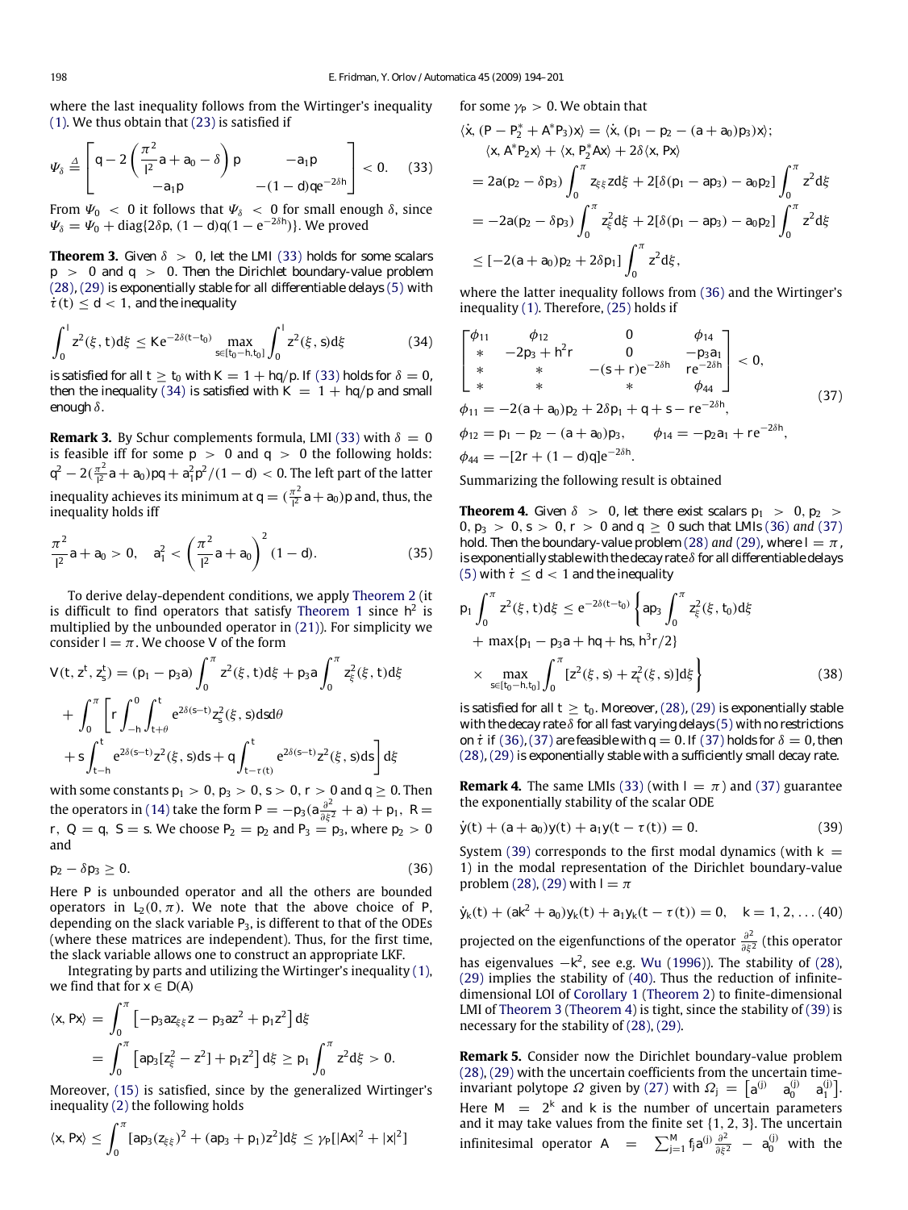where the last inequality follows from the Wirtinger's inequality (1). We thus obtain that (23) is satisfied if

$$\Psi_\delta \triangleq \begin{bmatrix} q - 2\left(\frac{\pi^2}{l^2}a + a_0 - \delta\right)p & -a_1 p \\ & -(1-d)qe^{-2\delta h} \end{bmatrix} < 0. \quad (33)$$

From $\Psi_0 < 0$ it follows that $\Psi_\delta < 0$ for small enough $\delta$, since $\Psi_\delta = \Psi_0 + \text{diag}\{2\delta p, (1-d)q(1-e^{-2\delta h})\}$. We proved

**Theorem 3.** Given $\delta > 0$, let the LMI (33) holds for some scalars $p > 0$ and $q > 0$. Then the Dirichlet boundary-value problem (28), (29) is exponentially stable for all differentiable delays (5) with $\dot{\tau}(t) \le d < 1$, and the inequality

$$\int_0^l z^2(\xi, t)d\xi \le Ke^{-2\delta(t-t_0)} \max_{s \in [t_0-h, t_0]} \int_0^l z^2(\xi, s)d\xi \quad (34)$$

is satisfied for all $t \ge t_0$ with $K = 1 + hq/p$. If (33) holds for $\delta = 0$, then the inequality (34) is satisfied with $K = 1 + hq/p$ and small enough $\delta$.

**Remark 3.** By Schur complements formula, LMI (33) with $\delta = 0$ is feasible iff for some $p > 0$ and $q > 0$ the following holds: $q^2 - 2(\frac{\pi^2}{l^2}a + a_0)pq + a_1^2 p^2/(1-d) < 0$. The left part of the latter inequality achieves its minimum at $q = (\frac{\pi^2}{l^2}a + a_0)p$ and, thus, the inequality holds iff

$$\frac{\pi^2}{l^2}a + a_0 > 0, \quad a_1^2 < \left(\frac{\pi^2}{l^2}a + a_0\right)^2 (1-d). \quad (35)$$

To derive delay-dependent conditions, we apply Theorem 2 (it is difficult to find operators that satisfy Theorem 1 since $h^2$ is multiplied by the unbounded operator in (21)). For simplicity we consider $l = \pi$. We choose V of the form

$$\begin{aligned} V(t, z^t, z_s^t) &= (p_1 - p_3 a)\int_0^\pi z^2(\xi, t)d\xi + p_3 a \int_0^\pi z_\xi^2(\xi, t)d\xi \\ &+ \int_0^\pi \left[ r\int_{-h}^0 \int_{t+\theta}^t e^{2\delta(s-t)} z_s^2(\xi, s)dsd\theta \right. \\ &\left. + s\int_{t-h}^t e^{2\delta(s-t)} z^2(\xi, s)ds + q\int_{t-\tau(t)}^t e^{2\delta(s-t)} z^2(\xi, s)ds \right] d\xi \end{aligned}$$

with some constants $p_1 > 0$, $p_3 > 0$, $s > 0$, $r > 0$ and $q \ge 0$. Then the operators in (14) take the form $P = -p_3(a\frac{\partial^2}{\partial \xi^2} + a) + p_1$, $R = r$, $Q = q$, $S = s$. We choose $P_2 = p_2$ and $P_3 = p_3$, where $p_2 > 0$ and

$$p_2 - \delta p_3 \ge 0. \quad (36)$$

Here P is unbounded operator and all the others are bounded operators in $L_2(0, \pi)$. We note that the above choice of P, depending on the slack variable $P_3$, is different to that of the ODEs (where these matrices are independent). Thus, for the first time, the slack variable allows one to construct an appropriate LKF.

Integrating by parts and utilizing the Wirtinger's inequality (1), we find that for $x \in D(A)$

$$\begin{aligned} \langle x, Px \rangle &= \int_0^\pi \left[ -p_3 a z_{\xi\xi} z - p_3 a z^2 + p_1 z^2 \right] d\xi \\ &= \int_0^\pi \left[ a p_3 [z_\xi^2 - z^2] + p_1 z^2 \right] d\xi \ge p_1 \int_0^\pi z^2 d\xi > 0. \end{aligned}$$

Moreover, (15) is satisfied, since by the generalized Wirtinger's inequality (2) the following holds

$$\langle x, Px \rangle \le \int_0^\pi [a p_3 (z_{\xi\xi})^2 + (a p_3 + p_1) z^2] d\xi \le \gamma_P [|Ax|^2 + |x|^2]$$

for some $\gamma_P > 0$. We obtain that

$$\begin{aligned} &\langle \dot{x}, (P - P_2^* + A^* P_3)x \rangle = \langle \dot{x}, (p_1 - p_2 - (a + a_0)p_3)x \rangle; \\ &\quad \langle x, A^* P_2 x \rangle + \langle x, P_2^* A x \rangle + 2\delta \langle x, Px \rangle \\ &= 2a(p_2 - \delta p_3) \int_0^\pi z_{\xi\xi} z d\xi + 2[\delta(p_1 - a p_3) - a_0 p_2] \int_0^\pi z^2 d\xi \\ &= -2a(p_2 - \delta p_3) \int_0^\pi z_\xi^2 d\xi + 2[\delta(p_1 - a p_3) - a_0 p_2] \int_0^\pi z^2 d\xi \\ &\le [-2(a + a_0)p_2 + 2\delta p_1] \int_0^\pi z^2 d\xi, \end{aligned}$$

where the latter inequality follows from (36) and the Wirtinger's inequality (1). Therefore, (25) holds if

$$\begin{bmatrix} \phi_{11} & \phi_{12} & 0 & \phi_{14} \\ * & -2p_3 + h^2 r & 0 & -p_3 a_1 \\ * & * & -(s+r)e^{-2\delta h} & re^{-2\delta h} \\ * & * & * & \phi_{44} \end{bmatrix} < 0, \quad (37)$$

$$\phi_{11} = -2(a + a_0)p_2 + 2\delta p_1 + q + s - re^{-2\delta h},$$

$$\phi_{12} = p_1 - p_2 - (a + a_0)p_3, \quad \phi_{14} = -p_2 a_1 + re^{-2\delta h},$$

$$\phi_{44} = -[2r + (1-d)q]e^{-2\delta h}.$$

Summarizing the following result is obtained

**Theorem 4.** Given $\delta > 0$, let there exist scalars $p_1 > 0$, $p_2 > 0$, $p_3 > 0$, $s > 0$, $r > 0$ and $q \ge 0$ such that LMIs (36) *and* (37) hold. Then the boundary-value problem (28) *and* (29), where $l = \pi$, is exponentially stable with the decay rate $\delta$ for all differentiable delays (5) with $\dot{\tau} \le d < 1$ and the inequality

$$\begin{aligned} p_1 \int_0^\pi z^2(\xi, t)d\xi &\le e^{-2\delta(t-t_0)} \left\{ a p_3 \int_0^\pi z_\xi^2(\xi, t_0)d\xi \right. \\ &+ \max\{p_1 - p_3 a + hq + hs, h^3 r/2\} \\ &\left. \times \max_{s \in [t_0-h, t_0]} \int_0^\pi [z^2(\xi, s) + z_t^2(\xi, s)]d\xi \right\} \end{aligned} \quad (38)$$

is satisfied for all $t \ge t_0$. Moreover, (28), (29) is exponentially stable with the decay rate $\delta$ for all fast varying delays (5) with no restrictions on $\dot{\tau}$ if (36), (37) are feasible with $q = 0$. If (37) holds for $\delta = 0$, then (28), (29) is exponentially stable with a sufficiently small decay rate.

**Remark 4.** The same LMIs (33) (with $l = \pi$) and (37) guarantee the exponentially stability of the scalar ODE

$$\dot{y}(t) + (a + a_0)y(t) + a_1 y(t - \tau(t)) = 0. \quad (39)$$

System (39) corresponds to the first modal dynamics (with $k = 1$) in the modal representation of the Dirichlet boundary-value problem (28), (29) with $l = \pi$

$$\dot{y}_k(t) + (ak^2 + a_0)y_k(t) + a_1 y_k(t - \tau(t)) = 0, \quad k = 1, 2, \ldots \quad (40)$$

projected on the eigenfunctions of the operator $\frac{\partial^2}{\partial \xi^2}$ (this operator has eigenvalues $-k^2$, see e.g. Wu (1996)). The stability of (28), (29) implies the stability of (40). Thus the reduction of infinite-dimensional LOI of Corollary 1 (Theorem 2) to finite-dimensional LMI of Theorem 3 (Theorem 4) is tight, since the stability of (39) is necessary for the stability of (28), (29).

**Remark 5.** Consider now the Dirichlet boundary-value problem (28), (29) with the uncertain coefficients from the uncertain time-invariant polytope $\Omega$ given by (27) with $\Omega_j = \begin{bmatrix} a^{(j)} & a_0^{(j)} & a_1^{(j)} \end{bmatrix}$. Here $M = 2^k$ and k is the number of uncertain parameters and it may take values from the finite set $\{1, 2, 3\}$. The uncertain infinitesimal operator $A = \sum_{j=1}^M f_j a^{(j)} \frac{\partial^2}{\partial \xi^2} - a_0^{(j)}$ with the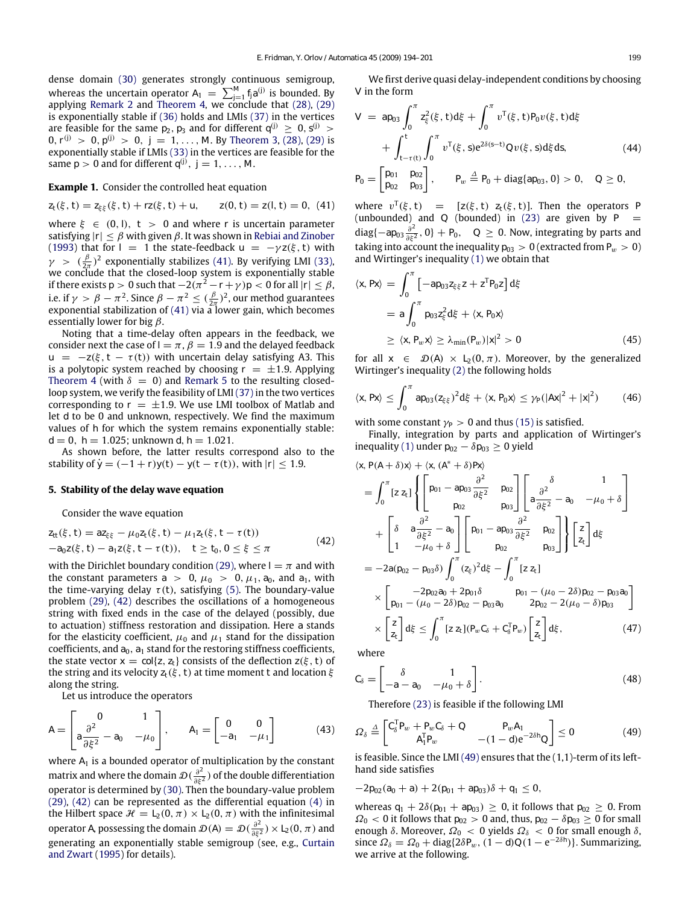dense domain (30) generates strongly continuous semigroup, whereas the uncertain operator $A_1 = \sum_{j=1}^{M} f_j a^{(j)}$ is bounded. By applying Remark 2 and Theorem 4, we conclude that (28), (29) is exponentially stable if (36) holds and LMIs (37) in the vertices are feasible for the same $p_2, p_3$ and for different $q^{(j)} \geq 0, s^{(j)} > 0, r^{(j)} > 0, p^{(j)} > 0, j = 1, \ldots, M$. By Theorem 3, (28), (29) is exponentially stable if LMIs (33) in the vertices are feasible for the same $p > 0$ and for different $q^{(j)}, j = 1, \ldots, M$.

**Example 1.** Consider the controlled heat equation

$$z_t(\xi, t) = z_{\xi\xi}(\xi, t) + rz(\xi, t) + u, \qquad z(0, t) = z(l, t) = 0, \quad (41)$$

where $\xi \in (0, l)$, $t > 0$ and where r is uncertain parameter satisfying $|r| \leq \beta$ with given $\beta$. It was shown in Rebiai and Zinober (1993) that for $l = 1$ the state-feedback $u = -\gamma z(\xi, t)$ with $\gamma > (\frac{\beta}{2\pi})^2$ exponentially stabilizes (41). By verifying LMI (33), we conclude that the closed-loop system is exponentially stable if there exists $p > 0$ such that $-2(\pi^2 - r + \gamma)p < 0$ for all $|r| \leq \beta$, i.e. if $\gamma > \beta - \pi^2$. Since $\beta - \pi^2 \leq (\frac{\beta}{2\pi})^2$, our method guarantees exponential stabilization of (41) via a lower gain, which becomes essentially lower for big $\beta$.

Noting that a time-delay often appears in the feedback, we consider next the case of $l = \pi$, $\beta = 1.9$ and the delayed feedback $u = -z(\xi, t - \tau(t))$ with uncertain delay satisfying A3. This is a polytopic system reached by choosing $r = \pm 1.9$. Applying Theorem 4 (with $\delta = 0$) and Remark 5 to the resulting closed-loop system, we verify the feasibility of LMI (37) in the two vertices corresponding to $r = \pm 1.9$. We use LMI toolbox of Matlab and let d to be 0 and unknown, respectively. We find the maximum values of h for which the system remains exponentially stable: $d = 0$, $h = 1.025$; unknown d, $h = 1.021$.

As shown before, the latter results correspond also to the stability of $\dot{y} = (-1 + r)y(t) - y(t - \tau(t))$, with $|r| \leq 1.9$.

## 5. Stability of the delay wave equation

Consider the wave equation

$$\begin{aligned} &z_{tt}(\xi, t) = az_{\xi\xi} - \mu_0 z_t(\xi, t) - \mu_1 z_t(\xi, t - \tau(t)) \\ &-a_0 z(\xi, t) - a_1 z(\xi, t - \tau(t)), \quad t \geq t_0, 0 \leq \xi \leq \pi \end{aligned} \quad (42)$$

with the Dirichlet boundary condition (29), where $l = \pi$ and with the constant parameters $a > 0$, $\mu_0 > 0$, $\mu_1$, $a_0$, and $a_1$, with the time-varying delay $\tau(t)$, satisfying (5). The boundary-value problem (29), (42) describes the oscillations of a homogeneous string with fixed ends in the case of the delayed (possibly, due to actuation) stiffness restoration and dissipation. Here a stands for the elasticity coefficient, $\mu_0$ and $\mu_1$ stand for the dissipation coefficients, and $a_0$, $a_1$ stand for the restoring stiffness coefficients, the state vector $x = \text{col}\{z, z_t\}$ consists of the deflection $z(\xi, t)$ of the string and its velocity $z_t(\xi, t)$ at time moment t and location $\xi$ along the string.

Let us introduce the operators

$$A = \begin{bmatrix} 0 & 1 \\ a\frac{\partial^2}{\partial \xi^2} - a_0 & -\mu_0 \end{bmatrix}, \qquad A_1 = \begin{bmatrix} 0 & 0 \\ -a_1 & -\mu_1 \end{bmatrix} \quad (43)$$

where $A_1$ is a bounded operator of multiplication by the constant matrix and where the domain $\mathcal{D}(\frac{\partial^2}{\partial \xi^2})$ of the double differentiation operator is determined by (30). Then the boundary-value problem (29), (42) can be represented as the differential equation (4) in the Hilbert space $\mathcal{H} = L_2(0, \pi) \times L_2(0, \pi)$ with the infinitesimal operator A, possessing the domain $\mathcal{D}(A) = \mathcal{D}(\frac{\partial^2}{\partial \xi^2}) \times L_2(0, \pi)$ and generating an exponentially stable semigroup (see, e.g., Curtain and Zwart (1995) for details).

We first derive quasi delay-independent conditions by choosing V in the form

$$\begin{aligned} V &= ap_{03}\int_0^\pi z_\xi^2(\xi, t)d\xi + \int_0^\pi v^T(\xi, t)P_0 v(\xi, t)d\xi \\ &+ \int_{t-\tau(t)}^t \int_0^\pi v^T(\xi, s)e^{2\delta(s-t)}Qv(\xi, s)d\xi ds, \end{aligned} \quad (44)$$

$$P_0 = \begin{bmatrix} p_{01} & p_{02} \\ p_{02} & p_{03} \end{bmatrix}, \qquad P_w \triangleq P_0 + \text{diag}\{ap_{03}, 0\} > 0, \quad Q \geq 0,$$

where $v^T(\xi, t) = [z(\xi, t) \ z_t(\xi, t)]$. Then the operators P (unbounded) and Q (bounded) in (23) are given by $P = \text{diag}\{-ap_{03}\frac{\partial^2}{\partial \xi^2}, 0\} + P_0$, $Q \geq 0$. Now, integrating by parts and taking into account the inequality $p_{03} > 0$ (extracted from $P_w > 0$) and Wirtinger's inequality (1) we obtain that

$$\begin{aligned} \langle x, Px\rangle &= \int_0^\pi \left[-ap_{03}z_{\xi\xi}z + z^T P_0 z\right]d\xi \\ &= a\int_0^\pi p_{03}z_\xi^2 d\xi + \langle x, P_0 x\rangle \\ &\geq \langle x, P_w x\rangle \geq \lambda_{\min}(P_w)|x|^2 > 0 \end{aligned} \quad (45)$$

for all $x \in \mathcal{D}(A) \times L_2(0, \pi)$. Moreover, by the generalized Wirtinger's inequality (2) the following holds

$$\langle x, Px\rangle \leq \int_0^\pi ap_{03}(z_\xi)^2 d\xi + \langle x, P_0 x\rangle \leq \gamma_P(|Ax|^2 + |x|^2) \quad (46)$$

with some constant $\gamma_P > 0$ and thus (15) is satisfied.

Finally, integration by parts and application of Wirtinger's inequality (1) under $p_{02} - \delta p_{03} \geq 0$ yield

$$\begin{aligned} &\langle x, P(A + \delta)x\rangle + \langle x, (A^* + \delta)Px\rangle \\ &= \int_0^\pi [z \ z_t]\left\{\begin{bmatrix} p_{01} - ap_{03}\frac{\partial^2}{\partial \xi^2} & p_{02} \\ p_{02} & p_{03} \end{bmatrix}\begin{bmatrix} \delta & 1 \\ a\frac{\partial^2}{\partial \xi^2} - a_0 & -\mu_0 + \delta \end{bmatrix}\right. \\ &\left. + \begin{bmatrix} \delta & a\frac{\partial^2}{\partial \xi^2} - a_0 \\ 1 & -\mu_0 + \delta \end{bmatrix}\begin{bmatrix} p_{01} - ap_{03}\frac{\partial^2}{\partial \xi^2} & p_{02} \\ p_{02} & p_{03} \end{bmatrix}\right\}\begin{bmatrix} z \\ z_t \end{bmatrix}d\xi \\ &= -2a(p_{02} - p_{03}\delta)\int_0^\pi (z_\xi)^2 d\xi - \int_0^\pi [z \ z_t] \\ &\times \begin{bmatrix} -2p_{02}a_0 + 2p_{01}\delta & p_{01} - (\mu_0 - 2\delta)p_{02} - p_{03}a_0 \\ p_{01} - (\mu_0 - 2\delta)p_{02} - p_{03}a_0 & 2p_{02} - 2(\mu_0 - \delta)p_{03} \end{bmatrix} \\ &\times \begin{bmatrix} z \\ z_t \end{bmatrix}d\xi \leq \int_0^\pi [z \ z_t](P_w C_\delta + C_\delta^T P_w)\begin{bmatrix} z \\ z_t \end{bmatrix}d\xi, \end{aligned} \quad (47)$$

where

$$C_\delta = \begin{bmatrix} \delta & 1 \\ -a - a_0 & -\mu_0 + \delta \end{bmatrix}. \quad (48)$$

Therefore (23) is feasible if the following LMI

$$\Omega_\delta \triangleq \begin{bmatrix} C_\delta^T P_w + P_w C_\delta + Q & P_w A_1 \\ A_1^T P_w & -(1 - d)e^{-2\delta h}Q \end{bmatrix} \leq 0 \quad (49)$$

is feasible. Since the LMI (49) ensures that the (1,1)-term of its left-hand side satisfies

$$-2p_{02}(a_0 + a) + 2(p_{01} + ap_{03})\delta + q_1 \leq 0,$$

whereas $q_1 + 2\delta(p_{01} + ap_{03}) \geq 0$, it follows that $p_{02} \geq 0$. From $\Omega_0 < 0$ it follows that $p_{02} > 0$ and, thus, $p_{02} - \delta p_{03} \geq 0$ for small enough $\delta$. Moreover, $\Omega_0 < 0$ yields $\Omega_\delta < 0$ for small enough $\delta$, since $\Omega_\delta = \Omega_0 + \text{diag}\{2\delta P_w, (1 - d)Q(1 - e^{-2\delta h})\}$. Summarizing, we arrive at the following.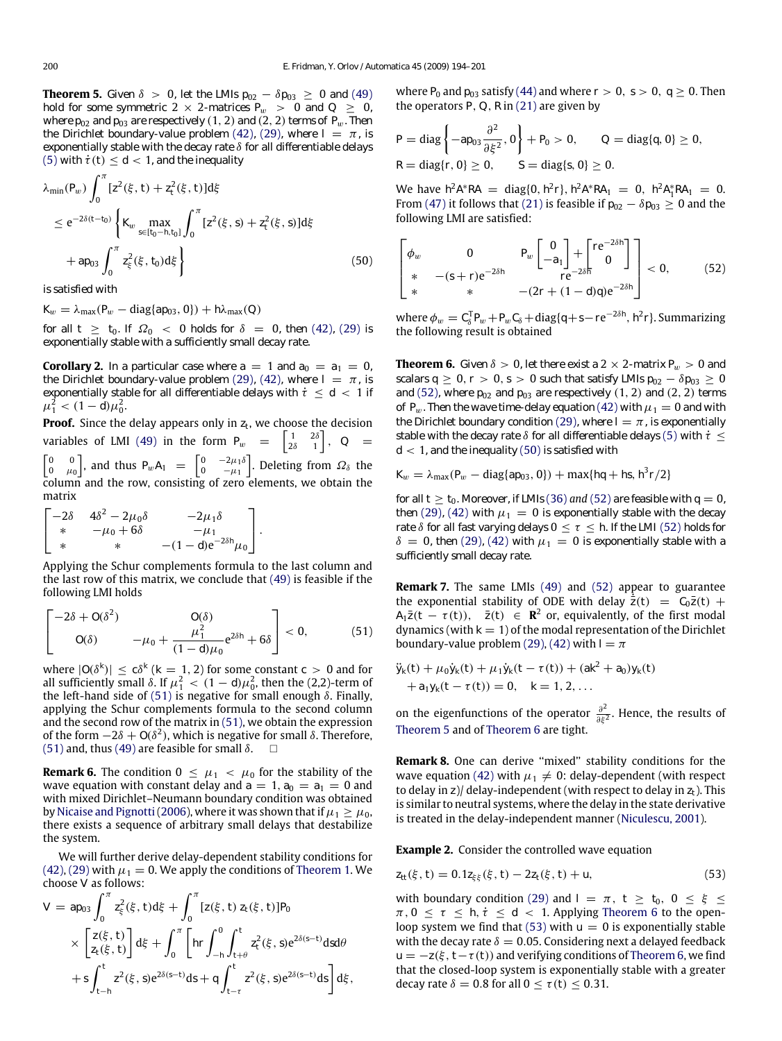**Theorem 5.** Given $\delta > 0$, let the LMIs $p_{02} - \delta p_{03} \geq 0$ and (49) hold for some symmetric $2 \times 2$-matrices $P_w > 0$ and $Q \geq 0$, where $p_{02}$ and $p_{03}$ are respectively $(1,2)$ and $(2,2)$ terms of $P_w$. Then the Dirichlet boundary-value problem (42), (29), where $l = \pi$, is exponentially stable with the decay rate $\delta$ for all differentiable delays (5) with $\dot{\tau}(t) \leq d < 1$, and the inequality

$$\lambda_{\min}(P_w) \int_0^{\pi} [z^2(\xi, t) + z_t^2(\xi, t)] d\xi \leq e^{-2\delta(t-t_0)} \left\{ K_w \max_{s \in [t_0 - h, t_0]} \int_0^{\pi} [z^2(\xi, s) + z_t^2(\xi, s)] d\xi + a p_{03} \int_0^{\pi} z_{\xi}^2(\xi, t_0) d\xi \right\} \tag{50}$$

is satisfied with

$$K_w = \lambda_{\max}(P_w - \text{diag}\{a p_{03}, 0\}) + h \lambda_{\max}(Q)$$

for all $t \geq t_0$. If $\Omega_0 < 0$ holds for $\delta = 0$, then (42), (29) is exponentially stable with a sufficiently small decay rate.

**Corollary 2.** In a particular case where $a = 1$ and $a_0 = a_1 = 0$, the Dirichlet boundary-value problem (29), (42), where $l = \pi$, is exponentially stable for all differentiable delays with $\dot{\tau} \leq d < 1$ if $\mu_1^2 < (1-d)\mu_0^2$.

**Proof.** Since the delay appears only in $z_t$, we choose the decision variables of LMI (49) in the form $P_w = \begin{bmatrix} 1 & 2\delta \\ 2\delta & 1 \end{bmatrix}$, $Q = \begin{bmatrix} 0 & 0 \\ 0 & \mu_0 \end{bmatrix}$, and thus $P_w A_1 = \begin{bmatrix} 0 & -2\mu_1\delta \\ 0 & -\mu_1 \end{bmatrix}$. Deleting from $\Omega_\delta$ the column and the row, consisting of zero elements, we obtain the matrix

$$\begin{bmatrix} -2\delta & 4\delta^2 - 2\mu_0\delta & -2\mu_1\delta \\ * & -\mu_0 + 6\delta & -\mu_1 \\ * & * & -(1-d)e^{-2\delta h}\mu_0 \end{bmatrix}.$$

Applying the Schur complements formula to the last column and the last row of this matrix, we conclude that (49) is feasible if the following LMI holds

$$\begin{bmatrix} -2\delta + O(\delta^2) & O(\delta) \\ O(\delta) & -\mu_0 + \dfrac{\mu_1^2}{(1-d)\mu_0} e^{2\delta h} + 6\delta \end{bmatrix} < 0, \tag{51}$$

where $|O(\delta^k)| \leq c\delta^k$ $(k = 1, 2)$ for some constant $c > 0$ and for all sufficiently small $\delta$. If $\mu_1^2 < (1-d)\mu_0^2$, then the (2,2)-term of the left-hand side of (51) is negative for small enough $\delta$. Finally, applying the Schur complements formula to the second column and the second row of the matrix in (51), we obtain the expression of the form $-2\delta + O(\delta^2)$, which is negative for small $\delta$. Therefore, (51) and, thus (49) are feasible for small $\delta$. $\square$

**Remark 6.** The condition $0 \leq \mu_1 < \mu_0$ for the stability of the wave equation with constant delay and $a = 1$, $a_0 = a_1 = 0$ and with mixed Dirichlet–Neumann boundary condition was obtained by Nicaise and Pignotti (2006), where it was shown that if $\mu_1 \geq \mu_0$, there exists a sequence of arbitrary small delays that destabilize the system.

We will further derive delay-dependent stability conditions for (42), (29) with $\mu_1 = 0$. We apply the conditions of Theorem 1. We choose $V$ as follows:

$$V = a p_{03} \int_0^{\pi} z_{\xi}^2(\xi, t) d\xi + \int_0^{\pi} [z(\xi, t)\ z_t(\xi, t)] P_0 \begin{bmatrix} z(\xi, t) \\ z_t(\xi, t) \end{bmatrix} d\xi + \int_0^{\pi} \left[ hr \int_{-h}^{0} \int_{t+\theta}^{t} z_t^2(\xi, s) e^{2\delta(s-t)} ds d\theta + s \int_{t-h}^{t} z^2(\xi, s) e^{2\delta(s-t)} ds + q \int_{t-\tau}^{t} z^2(\xi, s) e^{2\delta(s-t)} ds \right] d\xi,$$

where $P_0$ and $p_{03}$ satisfy (44) and where $r > 0$, $s > 0$, $q \geq 0$. Then the operators $P$, $Q$, $R$ in (21) are given by

$$P = \text{diag}\left\{ -a p_{03} \frac{\partial^2}{\partial \xi^2}, 0 \right\} + P_0 > 0, \qquad Q = \text{diag}\{q, 0\} \geq 0,$$

$$R = \text{diag}\{r, 0\} \geq 0, \qquad S = \text{diag}\{s, 0\} \geq 0.$$

We have $h^2 A^* R A = \text{diag}\{0, h^2 r\}$, $h^2 A^* R A_1 = 0$, $h^2 A_1^* R A_1 = 0$. From (47) it follows that (21) is feasible if $p_{02} - \delta p_{03} \geq 0$ and the following LMI are satisfied:

$$\begin{bmatrix} \phi_w & 0 & P_w \begin{bmatrix} 0 \\ -a_1 \end{bmatrix} + \begin{bmatrix} r e^{-2\delta h} \\ 0 \end{bmatrix} \\ * & -(s+r)e^{-2\delta h} & r e^{-2\delta h} \\ * & * & -(2r + (1-d)q)e^{-2\delta h} \end{bmatrix} < 0, \tag{52}$$

where $\phi_w = C_\delta^T P_w + P_w C_\delta + \text{diag}\{q + s - r e^{-2\delta h}, h^2 r\}$. Summarizing the following result is obtained

**Theorem 6.** Given $\delta > 0$, let there exist a $2 \times 2$-matrix $P_w > 0$ and scalars $q \geq 0$, $r > 0$, $s > 0$ that satisfy LMIs $p_{02} - \delta p_{03} \geq 0$ and (52), where $p_{02}$ and $p_{03}$ are respectively $(1,2)$ and $(2,2)$ terms of $P_w$. Then the wave time-delay equation (42) with $\mu_1 = 0$ and with the Dirichlet boundary condition (29), where $l = \pi$, is exponentially stable with the decay rate $\delta$ for all differentiable delays (5) with $\dot{\tau} \leq d < 1$, and the inequality (50) is satisfied with

$$K_w = \lambda_{\max}(P_w - \text{diag}\{a p_{03}, 0\}) + \max\{hq + hs, h^3 r/2\}$$

for all $t \geq t_0$. Moreover, if LMIs (36) *and* (52) are feasible with $q = 0$, then (29), (42) with $\mu_1 = 0$ is exponentially stable with the decay rate $\delta$ for all fast varying delays $0 \leq \tau \leq h$. If the LMI (52) holds for $\delta = 0$, then (29), (42) with $\mu_1 = 0$ is exponentially stable with a sufficiently small decay rate.

**Remark 7.** The same LMIs (49) and (52) appear to guarantee the exponential stability of ODE with delay $\dot{\bar{z}}(t) = C_0 \bar{z}(t) + A_1 \bar{z}(t - \tau(t))$, $\bar{z}(t) \in \mathbf{R}^2$ or, equivalently, of the first modal dynamics (with $k = 1$) of the modal representation of the Dirichlet boundary-value problem (29), (42) with $l = \pi$

$$\ddot{y}_k(t) + \mu_0 \dot{y}_k(t) + \mu_1 \dot{y}_k(t - \tau(t)) + (ak^2 + a_0) y_k(t) + a_1 y_k(t - \tau(t)) = 0, \quad k = 1, 2, \ldots$$

on the eigenfunctions of the operator $\frac{\partial^2}{\partial \xi^2}$. Hence, the results of Theorem 5 and of Theorem 6 are tight.

**Remark 8.** One can derive "mixed" stability conditions for the wave equation (42) with $\mu_1 \neq 0$: delay-dependent (with respect to delay in $z$)/ delay-independent (with respect to delay in $z_t$). This is similar to neutral systems, where the delay in the state derivative is treated in the delay-independent manner (Niculescu, 2001).

**Example 2.** Consider the controlled wave equation

$$z_{tt}(\xi, t) = 0.1 z_{\xi\xi}(\xi, t) - 2 z_t(\xi, t) + u, \tag{53}$$

with boundary condition (29) and $l = \pi$, $t \geq t_0$, $0 \leq \xi \leq \pi$, $0 \leq \tau \leq h$, $\dot{\tau} \leq d < 1$. Applying Theorem 6 to the open-loop system we find that (53) with $u = 0$ is exponentially stable with the decay rate $\delta = 0.05$. Considering next a delayed feedback $u = -z(\xi, t - \tau(t))$ and verifying conditions of Theorem 6, we find that the closed-loop system is exponentially stable with a greater decay rate $\delta = 0.8$ for all $0 \leq \tau(t) \leq 0.31$.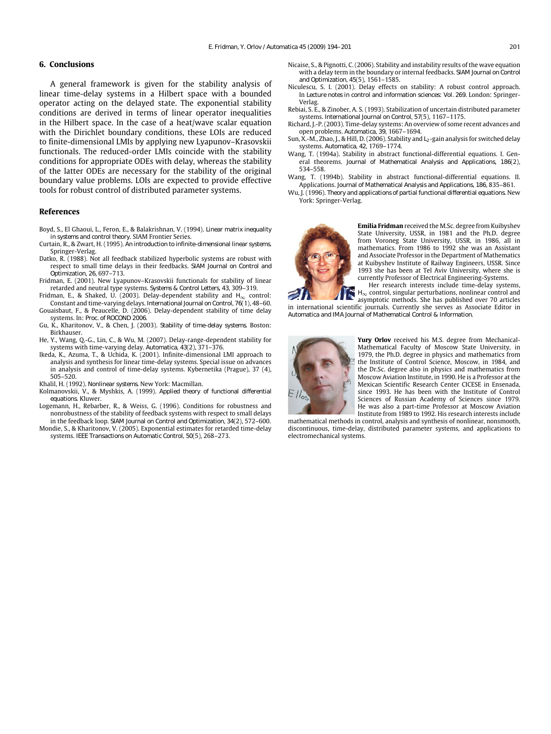## 6. Conclusions

A general framework is given for the stability analysis of linear time-delay systems in a Hilbert space with a bounded operator acting on the delayed state. The exponential stability conditions are derived in terms of linear operator inequalities in the Hilbert space. In the case of a heat/wave scalar equation with the Dirichlet boundary conditions, these LOIs are reduced to finite-dimensional LMIs by applying new Lyapunov–Krasovskii functionals. The reduced-order LMIs coincide with the stability conditions for appropriate ODEs with delay, whereas the stability of the latter ODEs are necessary for the stability of the original boundary value problems. LOIs are expected to provide effective tools for robust control of distributed parameter systems.

## References

Boyd, S., El Ghaoui, L., Feron, E., & Balakrishnan, V. (1994). Linear matrix inequality in systems and control theory. SIAM Frontier Series.

Curtain, R., & Zwart, H. (1995). An introduction to infinite-dimensional linear systems. Springer-Verlag.

Datko, R. (1988). Not all feedback stabilized hyperbolic systems are robust with respect to small time delays in their feedbacks. SIAM Journal on Control and Optimization, 26, 697–713.

Fridman, E. (2001). New Lyapunov–Krasovskii functionals for stability of linear retarded and neutral type systems. Systems & Control Letters, 43, 309–319.

Fridman, E., & Shaked, U. (2003). Delay-dependent stability and $H_\infty$ control: Constant and time-varying delays. International Journal on Control, 76(1), 48–60.

Gouaisbaut, F., & Peaucelle, D. (2006). Delay-dependent stability of time delay systems. In: Proc. of ROCOND 2006.

Gu, K., Kharitonov, V., & Chen, J. (2003). Stability of time-delay systems. Boston: Birkhauser.

He, Y., Wang, Q.-G., Lin, C., & Wu, M. (2007). Delay-range-dependent stability for systems with time-varying delay. Automatica, 43(2), 371–376.

Ikeda, K., Azuma, T., & Uchida, K. (2001). Infinite-dimensional LMI approach to analysis and synthesis for linear time-delay systems. Special issue on advances in analysis and control of time-delay systems. Kybernetika (Prague), 37 (4), 505–520.

Khalil, H. (1992). Nonlinear systems. New York: Macmillan.

Kolmanovskii, V., & Myshkis, A. (1999). Applied theory of functional differential equations. Kluwer.

Logemann, H., Rebarber, R., & Weiss, G. (1996). Conditions for robustness and nonrobustness of the stability of feedback systems with respect to small delays in the feedback loop. SIAM Journal on Control and Optimization, 34(2), 572–600.

Mondie, S., & Kharitonov, V. (2005). Exponential estimates for retarded time-delay systems. IEEE Transactions on Automatic Control, 50(5), 268–273.

Nicaise, S., & Pignotti, C. (2006). Stability and instability results of the wave equation with a delay term in the boundary or internal feedbacks. SIAM Journal on Control and Optimization, 45(5), 1561–1585.

Niculescu, S. I. (2001). Delay effects on stability: A robust control approach. In Lecture notes in control and information sciences: Vol. 269. London: Springer-Verlag.

Rebiai, S. E., & Zinober, A. S. (1993). Stabilization of uncertain distributed parameter systems. International Journal on Control, 57(5), 1167–1175.

Richard, J.-P. (2003). Time-delay systems: An overview of some recent advances and open problems. Automatica, 39, 1667–1694.

Sun, X.-M., Zhao, J., & Hill, D. (2006). Stability and $L_2$-gain analysis for switched delay systems. Automatica, 42, 1769–1774.

Wang, T. (1994a). Stability in abstract functional-differential equations. I. General theorems. Journal of Mathematical Analysis and Applications, 186(2), 534–558.

Wang, T. (1994b). Stability in abstract functional-differential equations. II. Applications. Journal of Mathematical Analysis and Applications, 186, 835–861.

Wu, J. (1996). Theory and applications of partial functional differential equations. New York: Springer-Verlag.

**Emilia Fridman** received the M.Sc. degree from Kuibyshev State University, USSR, in 1981 and the Ph.D. degree from Voroneg State University, USSR, in 1986, all in mathematics. From 1986 to 1992 she was an Assistant and Associate Professor in the Department of Mathematics at Kuibyshev Institute of Railway Engineers, USSR. Since 1993 she has been at Tel Aviv University, where she is currently Professor of Electrical Engineering-Systems.

Her research interests include time-delay systems, $H_\infty$ control, singular perturbations, nonlinear control and asymptotic methods. She has published over 70 articles in international scientific journals. Currently she serves as Associate Editor in Automatica and IMA Journal of Mathematical Control & Information.

**Yury Orlov** received his M.S. degree from Mechanical-Mathematical Faculty of Moscow State University, in 1979, the Ph.D. degree in physics and mathematics from the Institute of Control Science, Moscow, in 1984, and the Dr.Sc. degree also in physics and mathematics from Moscow Aviation Institute, in 1990. He is a Professor at the Mexican Scientific Research Center CICESE in Ensenada, since 1993. He has been with the Institute of Control Sciences of Russian Academy of Sciences since 1979. He was also a part-time Professor at Moscow Aviation Institute from 1989 to 1992. His research interests include mathematical methods in control, analysis and synthesis of nonlinear, nonsmooth, discontinuous, time-delay, distributed parameter systems, and applications to electromechanical systems.